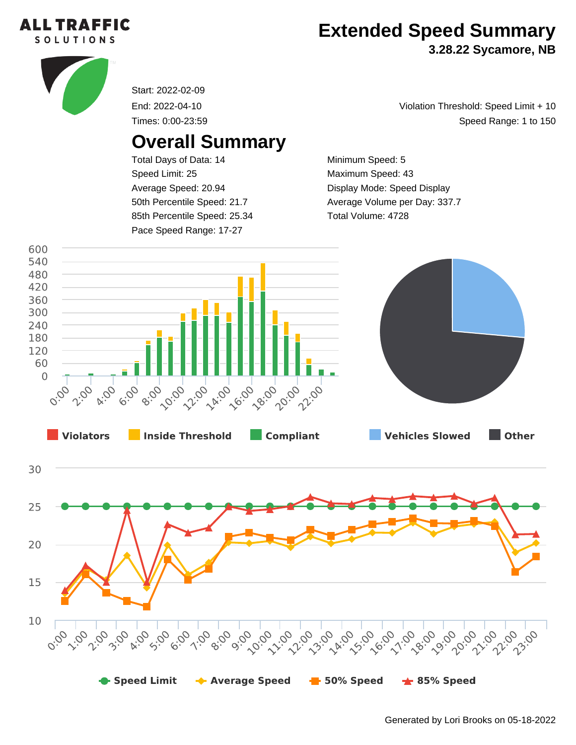# Extended Speed Summary

**3.28.22 Sycamore, NB**

Start: 2022-02-09

End: 2022-04-10

Times: 0:00-23:59

Violation Threshold: Speed Limit + 10

Speed Range: 1 to 150

## Overall Summary

Total Days of Data: 14

Speed Limit: 25

Average Speed: 20.94

50th Percentile Speed: 21.7

85th Percentile Speed: 25.34

Pace Speed Range: 17-27

Minimum Speed: 5

Maximum Speed: 43

Display Mode: Speed Display

Average Volume per Day: 337.7

Total Volume: 4728

Violators | Inside Threshold | Compliant

Vehicles Slowed | Other

Speed Limit | Average Speed | 50% Speed | 85% Speed

Generated by Lori Brooks on 05-18-2022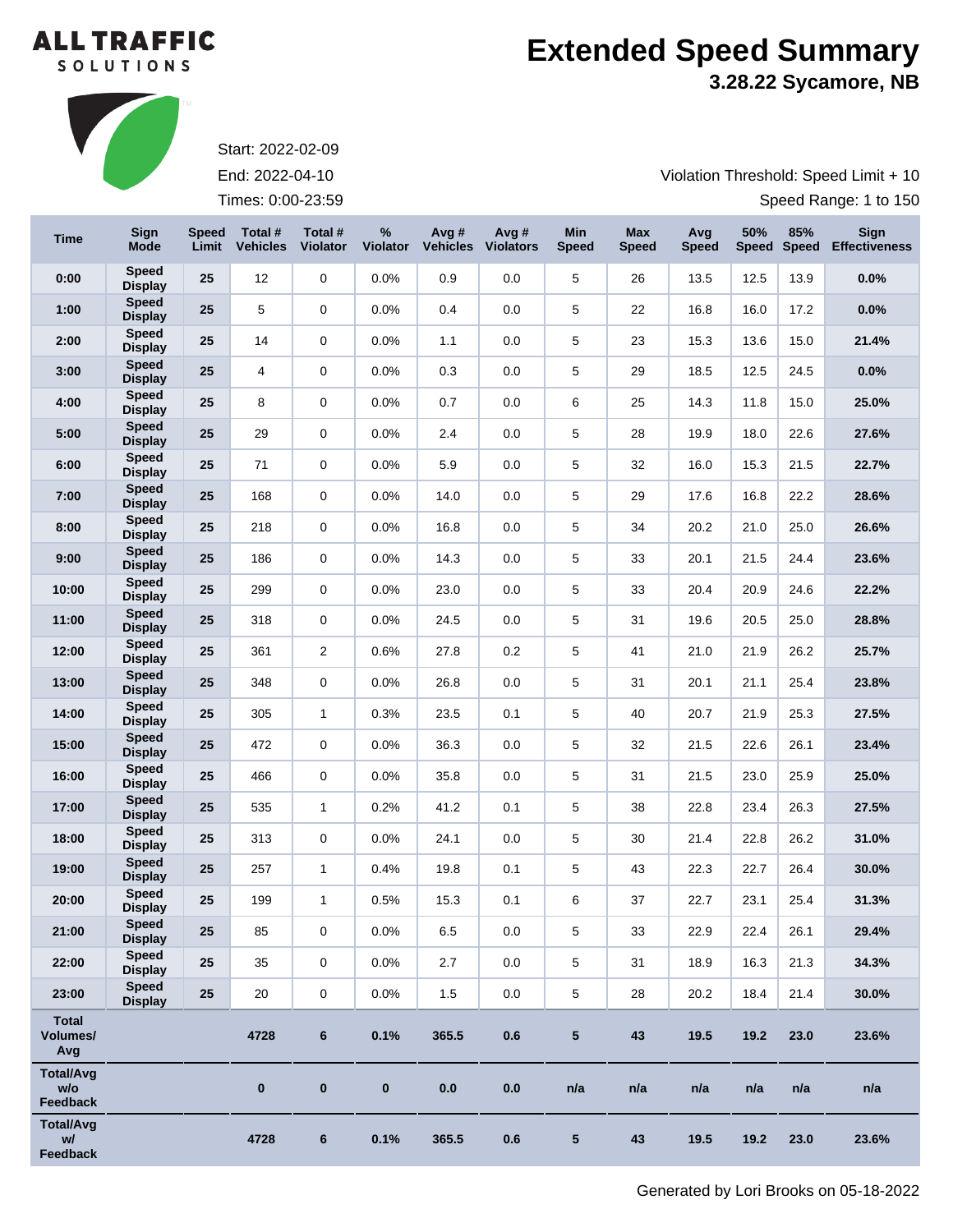# Extended Speed Summary

## 3.28.22 Sycamore, NB

ALL TRAFFIC SOLUTIONS

Start: 2022-02-09

End: 2022-04-10

Times: 0:00-23:59

Violation Threshold: Speed Limit + 10

Speed Range: 1 to 150

| Time | Sign Mode | Speed Limit | Total # Vehicles | Total # Violator | % Violator | Avg # Vehicles | Avg # Violators | Min Speed | Max Speed | Avg Speed | 50% Speed | 85% Speed | Sign Effectiveness |
|---|---|---|---|---|---|---|---|---|---|---|---|---|---|
| 0:00 | Speed Display | 25 | 12 | 0 | 0.0% | 0.9 | 0.0 | 5 | 26 | 13.5 | 12.5 | 13.9 | 0.0% |
| 1:00 | Speed Display | 25 | 5 | 0 | 0.0% | 0.4 | 0.0 | 5 | 22 | 16.8 | 16.0 | 17.2 | 0.0% |
| 2:00 | Speed Display | 25 | 14 | 0 | 0.0% | 1.1 | 0.0 | 5 | 23 | 15.3 | 13.6 | 15.0 | 21.4% |
| 3:00 | Speed Display | 25 | 4 | 0 | 0.0% | 0.3 | 0.0 | 5 | 29 | 18.5 | 12.5 | 24.5 | 0.0% |
| 4:00 | Speed Display | 25 | 8 | 0 | 0.0% | 0.7 | 0.0 | 6 | 25 | 14.3 | 11.8 | 15.0 | 25.0% |
| 5:00 | Speed Display | 25 | 29 | 0 | 0.0% | 2.4 | 0.0 | 5 | 28 | 19.9 | 18.0 | 22.6 | 27.6% |
| 6:00 | Speed Display | 25 | 71 | 0 | 0.0% | 5.9 | 0.0 | 5 | 32 | 16.0 | 15.3 | 21.5 | 22.7% |
| 7:00 | Speed Display | 25 | 168 | 0 | 0.0% | 14.0 | 0.0 | 5 | 29 | 17.6 | 16.8 | 22.2 | 28.6% |
| 8:00 | Speed Display | 25 | 218 | 0 | 0.0% | 16.8 | 0.0 | 5 | 34 | 20.2 | 21.0 | 25.0 | 26.6% |
| 9:00 | Speed Display | 25 | 186 | 0 | 0.0% | 14.3 | 0.0 | 5 | 33 | 20.1 | 21.5 | 24.4 | 23.6% |
| 10:00 | Speed Display | 25 | 299 | 0 | 0.0% | 23.0 | 0.0 | 5 | 33 | 20.4 | 20.9 | 24.6 | 22.2% |
| 11:00 | Speed Display | 25 | 318 | 0 | 0.0% | 24.5 | 0.0 | 5 | 31 | 19.6 | 20.5 | 25.0 | 28.8% |
| 12:00 | Speed Display | 25 | 361 | 2 | 0.6% | 27.8 | 0.2 | 5 | 41 | 21.0 | 21.9 | 26.2 | 25.7% |
| 13:00 | Speed Display | 25 | 348 | 0 | 0.0% | 26.8 | 0.0 | 5 | 31 | 20.1 | 21.1 | 25.4 | 23.8% |
| 14:00 | Speed Display | 25 | 305 | 1 | 0.3% | 23.5 | 0.1 | 5 | 40 | 20.7 | 21.9 | 25.3 | 27.5% |
| 15:00 | Speed Display | 25 | 472 | 0 | 0.0% | 36.3 | 0.0 | 5 | 32 | 21.5 | 22.6 | 26.1 | 23.4% |
| 16:00 | Speed Display | 25 | 466 | 0 | 0.0% | 35.8 | 0.0 | 5 | 31 | 21.5 | 23.0 | 25.9 | 25.0% |
| 17:00 | Speed Display | 25 | 535 | 1 | 0.2% | 41.2 | 0.1 | 5 | 38 | 22.8 | 23.4 | 26.3 | 27.5% |
| 18:00 | Speed Display | 25 | 313 | 0 | 0.0% | 24.1 | 0.0 | 5 | 30 | 21.4 | 22.8 | 26.2 | 31.0% |
| 19:00 | Speed Display | 25 | 257 | 1 | 0.4% | 19.8 | 0.1 | 5 | 43 | 22.3 | 22.7 | 26.4 | 30.0% |
| 20:00 | Speed Display | 25 | 199 | 1 | 0.5% | 15.3 | 0.1 | 6 | 37 | 22.7 | 23.1 | 25.4 | 31.3% |
| 21:00 | Speed Display | 25 | 85 | 0 | 0.0% | 6.5 | 0.0 | 5 | 33 | 22.9 | 22.4 | 26.1 | 29.4% |
| 22:00 | Speed Display | 25 | 35 | 0 | 0.0% | 2.7 | 0.0 | 5 | 31 | 18.9 | 16.3 | 21.3 | 34.3% |
| 23:00 | Speed Display | 25 | 20 | 0 | 0.0% | 1.5 | 0.0 | 5 | 28 | 20.2 | 18.4 | 21.4 | 30.0% |
| **Total Volumes/ Avg** | | | **4728** | **6** | **0.1%** | **365.5** | **0.6** | **5** | **43** | **19.5** | **19.2** | **23.0** | **23.6%** |
| **Total/Avg w/o Feedback** | | | **0** | **0** | **0** | **0.0** | **0.0** | **n/a** | **n/a** | **n/a** | **n/a** | **n/a** | **n/a** |
| **Total/Avg w/ Feedback** | | | **4728** | **6** | **0.1%** | **365.5** | **0.6** | **5** | **43** | **19.5** | **19.2** | **23.0** | **23.6%** |

Generated by Lori Brooks on 05-18-2022